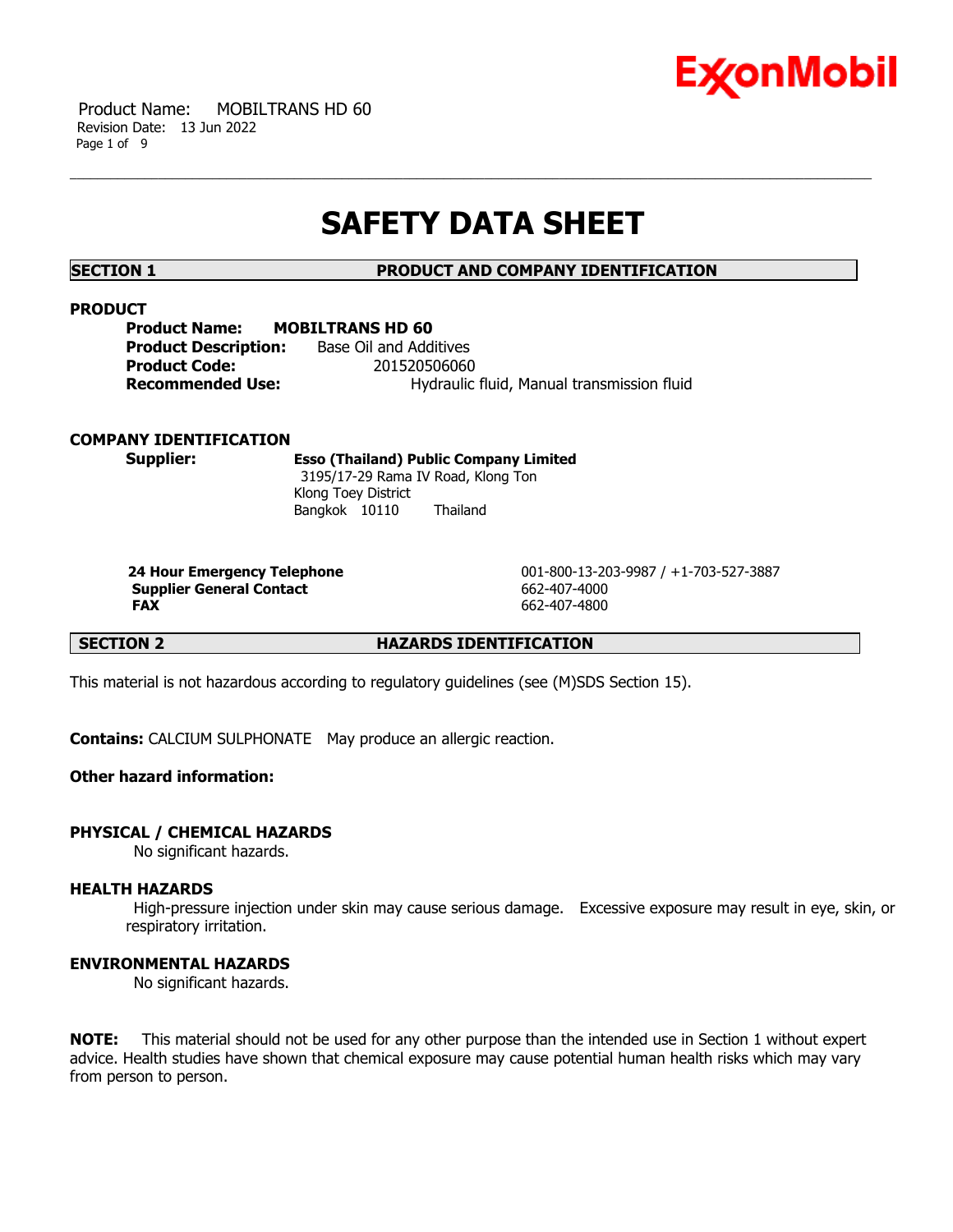# SAFETY DATA SHEET

## SECTION 1 PRODUCT AND COMPANY IDENTIFICATION

### PRODUCT

**Product Name:** **MOBILTRANS HD 60**
**Product Description:** Base Oil and Additives
**Product Code:** 201520506060
**Recommended Use:** Hydraulic fluid, Manual transmission fluid

### COMPANY IDENTIFICATION

**Supplier:** **Esso (Thailand) Public Company Limited**
3195/17-29 Rama IV Road, Klong Ton
Klong Toey District
Bangkok 10110 Thailand

| | |
|---|---|
| **24 Hour Emergency Telephone** | 001-800-13-203-9987 / +1-703-527-3887 |
| **Supplier General Contact** | 662-407-4000 |
| **FAX** | 662-407-4800 |

## SECTION 2 HAZARDS IDENTIFICATION

This material is not hazardous according to regulatory guidelines (see (M)SDS Section 15).

**Contains:** CALCIUM SULPHONATE May produce an allergic reaction.

**Other hazard information:**

### PHYSICAL / CHEMICAL HAZARDS

No significant hazards.

### HEALTH HAZARDS

High-pressure injection under skin may cause serious damage. Excessive exposure may result in eye, skin, or respiratory irritation.

### ENVIRONMENTAL HAZARDS

No significant hazards.

**NOTE:** This material should not be used for any other purpose than the intended use in Section 1 without expert advice. Health studies have shown that chemical exposure may cause potential human health risks which may vary from person to person.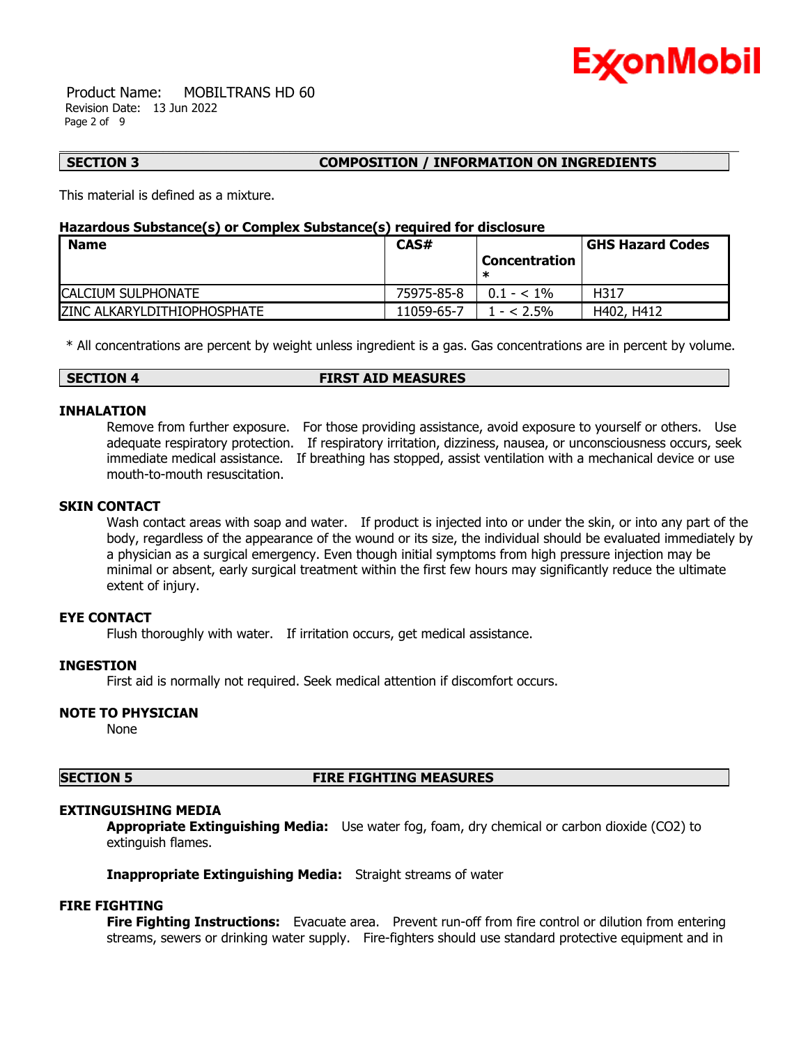## SECTION 3 COMPOSITION / INFORMATION ON INGREDIENTS

This material is defined as a mixture.

**Hazardous Substance(s) or Complex Substance(s) required for disclosure**

| Name | CAS# | Concentration * | GHS Hazard Codes |
|---|---|---|---|
| CALCIUM SULPHONATE | 75975-85-8 | 0.1 - < 1% | H317 |
| ZINC ALKARYLDITHIOPHOSPHATE | 11059-65-7 | 1 - < 2.5% | H402, H412 |

* All concentrations are percent by weight unless ingredient is a gas. Gas concentrations are in percent by volume.

## SECTION 4 FIRST AID MEASURES

### INHALATION

Remove from further exposure. For those providing assistance, avoid exposure to yourself or others. Use adequate respiratory protection. If respiratory irritation, dizziness, nausea, or unconsciousness occurs, seek immediate medical assistance. If breathing has stopped, assist ventilation with a mechanical device or use mouth-to-mouth resuscitation.

### SKIN CONTACT

Wash contact areas with soap and water. If product is injected into or under the skin, or into any part of the body, regardless of the appearance of the wound or its size, the individual should be evaluated immediately by a physician as a surgical emergency. Even though initial symptoms from high pressure injection may be minimal or absent, early surgical treatment within the first few hours may significantly reduce the ultimate extent of injury.

### EYE CONTACT

Flush thoroughly with water. If irritation occurs, get medical assistance.

### INGESTION

First aid is normally not required. Seek medical attention if discomfort occurs.

### NOTE TO PHYSICIAN

None

## SECTION 5 FIRE FIGHTING MEASURES

### EXTINGUISHING MEDIA

**Appropriate Extinguishing Media:** Use water fog, foam, dry chemical or carbon dioxide ($CO_2$) to extinguish flames.

**Inappropriate Extinguishing Media:** Straight streams of water

### FIRE FIGHTING

**Fire Fighting Instructions:** Evacuate area. Prevent run-off from fire control or dilution from entering streams, sewers or drinking water supply. Fire-fighters should use standard protective equipment and in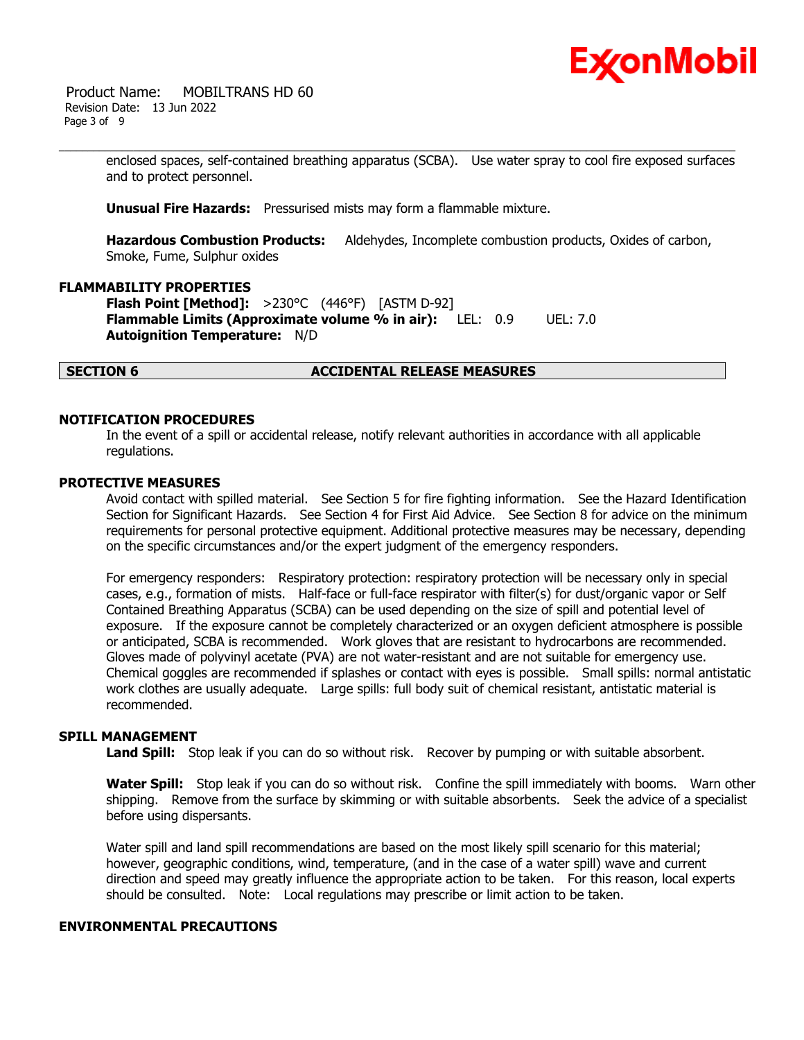enclosed spaces, self-contained breathing apparatus (SCBA). Use water spray to cool fire exposed surfaces and to protect personnel.

**Unusual Fire Hazards:** Pressurised mists may form a flammable mixture.

**Hazardous Combustion Products:** Aldehydes, Incomplete combustion products, Oxides of carbon, Smoke, Fume, Sulphur oxides

### FLAMMABILITY PROPERTIES

**Flash Point [Method]:** >230°C (446°F) [ASTM D-92]
**Flammable Limits (Approximate volume % in air):** LEL: 0.9 UEL: 7.0
**Autoignition Temperature:** N/D

## SECTION 6 ACCIDENTAL RELEASE MEASURES

### NOTIFICATION PROCEDURES

In the event of a spill or accidental release, notify relevant authorities in accordance with all applicable regulations.

### PROTECTIVE MEASURES

Avoid contact with spilled material. See Section 5 for fire fighting information. See the Hazard Identification Section for Significant Hazards. See Section 4 for First Aid Advice. See Section 8 for advice on the minimum requirements for personal protective equipment. Additional protective measures may be necessary, depending on the specific circumstances and/or the expert judgment of the emergency responders.

For emergency responders: Respiratory protection: respiratory protection will be necessary only in special cases, e.g., formation of mists. Half-face or full-face respirator with filter(s) for dust/organic vapor or Self Contained Breathing Apparatus (SCBA) can be used depending on the size of spill and potential level of exposure. If the exposure cannot be completely characterized or an oxygen deficient atmosphere is possible or anticipated, SCBA is recommended. Work gloves that are resistant to hydrocarbons are recommended. Gloves made of polyvinyl acetate (PVA) are not water-resistant and are not suitable for emergency use. Chemical goggles are recommended if splashes or contact with eyes is possible. Small spills: normal antistatic work clothes are usually adequate. Large spills: full body suit of chemical resistant, antistatic material is recommended.

### SPILL MANAGEMENT

**Land Spill:** Stop leak if you can do so without risk. Recover by pumping or with suitable absorbent.

**Water Spill:** Stop leak if you can do so without risk. Confine the spill immediately with booms. Warn other shipping. Remove from the surface by skimming or with suitable absorbents. Seek the advice of a specialist before using dispersants.

Water spill and land spill recommendations are based on the most likely spill scenario for this material; however, geographic conditions, wind, temperature, (and in the case of a water spill) wave and current direction and speed may greatly influence the appropriate action to be taken. For this reason, local experts should be consulted. Note: Local regulations may prescribe or limit action to be taken.

### ENVIRONMENTAL PRECAUTIONS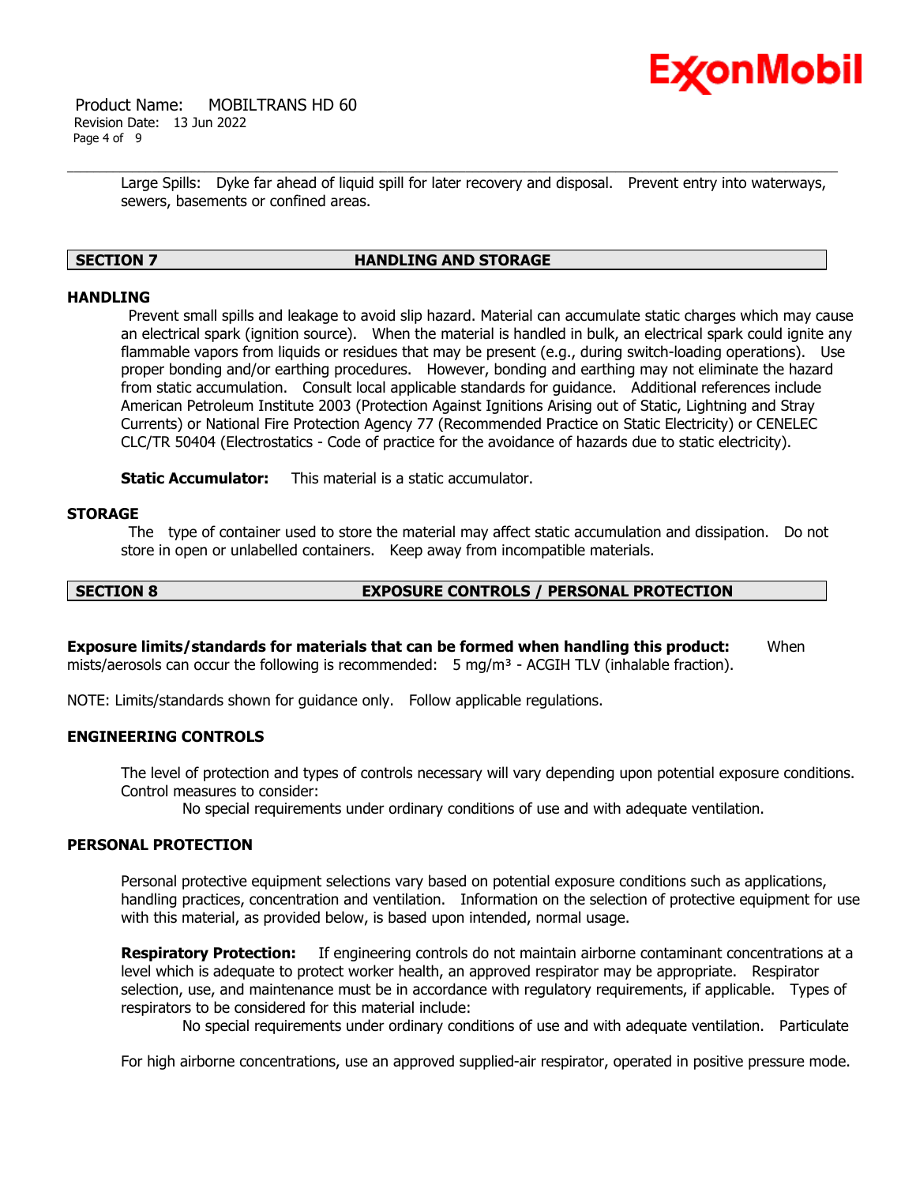Large Spills: Dyke far ahead of liquid spill for later recovery and disposal. Prevent entry into waterways, sewers, basements or confined areas.

## SECTION 7 HANDLING AND STORAGE

### HANDLING

Prevent small spills and leakage to avoid slip hazard. Material can accumulate static charges which may cause an electrical spark (ignition source). When the material is handled in bulk, an electrical spark could ignite any flammable vapors from liquids or residues that may be present (e.g., during switch-loading operations). Use proper bonding and/or earthing procedures. However, bonding and earthing may not eliminate the hazard from static accumulation. Consult local applicable standards for guidance. Additional references include American Petroleum Institute 2003 (Protection Against Ignitions Arising out of Static, Lightning and Stray Currents) or National Fire Protection Agency 77 (Recommended Practice on Static Electricity) or CENELEC CLC/TR 50404 (Electrostatics - Code of practice for the avoidance of hazards due to static electricity).

**Static Accumulator:** This material is a static accumulator.

### STORAGE

The type of container used to store the material may affect static accumulation and dissipation. Do not store in open or unlabelled containers. Keep away from incompatible materials.

## SECTION 8 EXPOSURE CONTROLS / PERSONAL PROTECTION

**Exposure limits/standards for materials that can be formed when handling this product:** When mists/aerosols can occur the following is recommended: 5 mg/m³ - ACGIH TLV (inhalable fraction).

NOTE: Limits/standards shown for guidance only. Follow applicable regulations.

### ENGINEERING CONTROLS

The level of protection and types of controls necessary will vary depending upon potential exposure conditions. Control measures to consider:

No special requirements under ordinary conditions of use and with adequate ventilation.

### PERSONAL PROTECTION

Personal protective equipment selections vary based on potential exposure conditions such as applications, handling practices, concentration and ventilation. Information on the selection of protective equipment for use with this material, as provided below, is based upon intended, normal usage.

**Respiratory Protection:** If engineering controls do not maintain airborne contaminant concentrations at a level which is adequate to protect worker health, an approved respirator may be appropriate. Respirator selection, use, and maintenance must be in accordance with regulatory requirements, if applicable. Types of respirators to be considered for this material include:

No special requirements under ordinary conditions of use and with adequate ventilation. Particulate

For high airborne concentrations, use an approved supplied-air respirator, operated in positive pressure mode.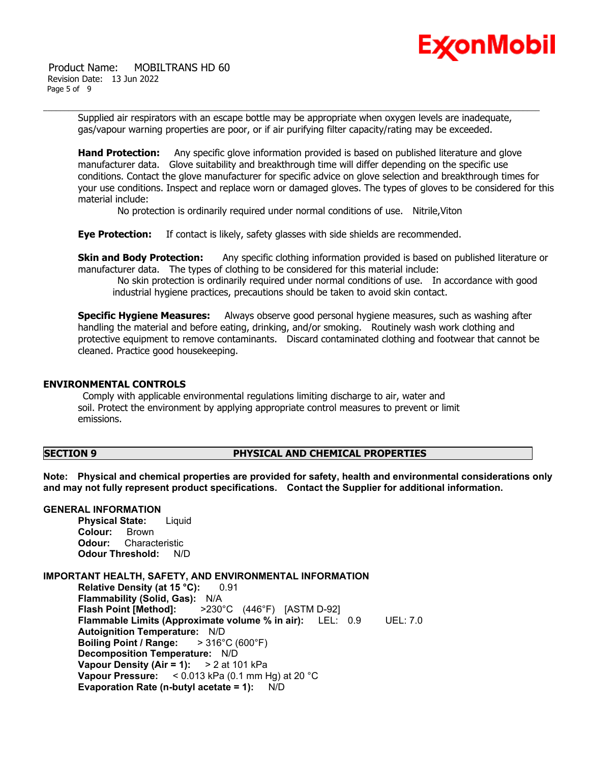Supplied air respirators with an escape bottle may be appropriate when oxygen levels are inadequate, gas/vapour warning properties are poor, or if air purifying filter capacity/rating may be exceeded.

**Hand Protection:** Any specific glove information provided is based on published literature and glove manufacturer data. Glove suitability and breakthrough time will differ depending on the specific use conditions. Contact the glove manufacturer for specific advice on glove selection and breakthrough times for your use conditions. Inspect and replace worn or damaged gloves. The types of gloves to be considered for this material include:

No protection is ordinarily required under normal conditions of use. Nitrile,Viton

**Eye Protection:** If contact is likely, safety glasses with side shields are recommended.

**Skin and Body Protection:** Any specific clothing information provided is based on published literature or manufacturer data. The types of clothing to be considered for this material include:

No skin protection is ordinarily required under normal conditions of use. In accordance with good industrial hygiene practices, precautions should be taken to avoid skin contact.

**Specific Hygiene Measures:** Always observe good personal hygiene measures, such as washing after handling the material and before eating, drinking, and/or smoking. Routinely wash work clothing and protective equipment to remove contaminants. Discard contaminated clothing and footwear that cannot be cleaned. Practice good housekeeping.

### ENVIRONMENTAL CONTROLS

Comply with applicable environmental regulations limiting discharge to air, water and soil. Protect the environment by applying appropriate control measures to prevent or limit emissions.

## SECTION 9 PHYSICAL AND CHEMICAL PROPERTIES

**Note: Physical and chemical properties are provided for safety, health and environmental considerations only and may not fully represent product specifications. Contact the Supplier for additional information.**

### GENERAL INFORMATION

**Physical State:** Liquid
**Colour:** Brown
**Odour:** Characteristic
**Odour Threshold:** N/D

### IMPORTANT HEALTH, SAFETY, AND ENVIRONMENTAL INFORMATION

**Relative Density (at 15 °C):** 0.91
**Flammability (Solid, Gas):** N/A
**Flash Point [Method]:** >230°C (446°F) [ASTM D-92]
**Flammable Limits (Approximate volume % in air):** LEL: 0.9 UEL: 7.0
**Autoignition Temperature:** N/D
**Boiling Point / Range:** > 316°C (600°F)
**Decomposition Temperature:** N/D
**Vapour Density (Air = 1):** > 2 at 101 kPa
**Vapour Pressure:** < 0.013 kPa (0.1 mm Hg) at 20 °C
**Evaporation Rate (n-butyl acetate = 1):** N/D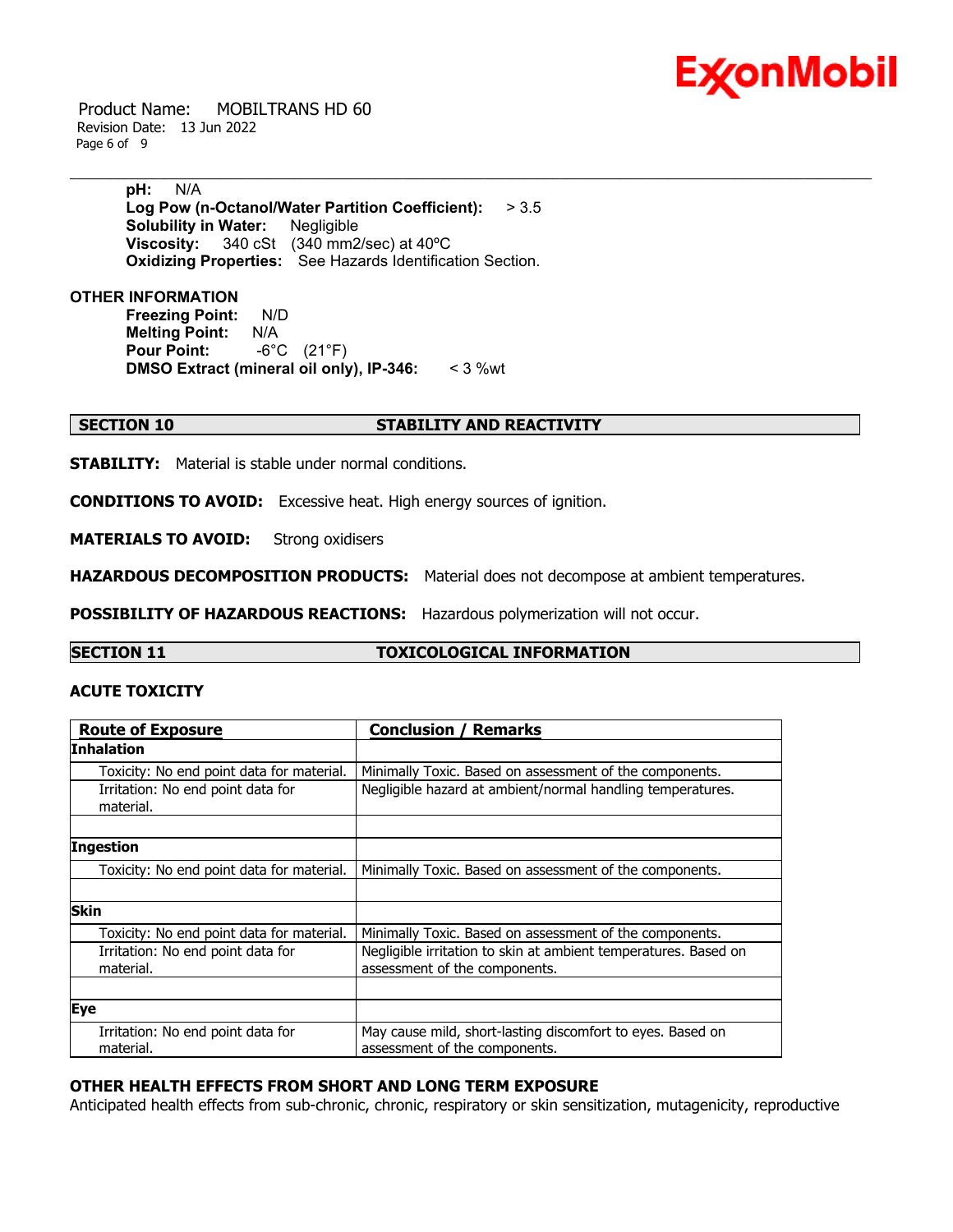**pH:** N/A
**Log Pow (n-Octanol/Water Partition Coefficient):** > 3.5
**Solubility in Water:** Negligible
**Viscosity:** 340 cSt (340 mm2/sec) at 40ºC
**Oxidizing Properties:** See Hazards Identification Section.

**OTHER INFORMATION**

**Freezing Point:** N/D
**Melting Point:** N/A
**Pour Point:** -6°C (21°F)
**DMSO Extract (mineral oil only), IP-346:** < 3 %wt

## SECTION 10 STABILITY AND REACTIVITY

**STABILITY:** Material is stable under normal conditions.

**CONDITIONS TO AVOID:** Excessive heat. High energy sources of ignition.

**MATERIALS TO AVOID:** Strong oxidisers

**HAZARDOUS DECOMPOSITION PRODUCTS:** Material does not decompose at ambient temperatures.

**POSSIBILITY OF HAZARDOUS REACTIONS:** Hazardous polymerization will not occur.

## SECTION 11 TOXICOLOGICAL INFORMATION

### ACUTE TOXICITY

| Route of Exposure | Conclusion / Remarks |
|---|---|
| **Inhalation** | |
| Toxicity: No end point data for material. | Minimally Toxic. Based on assessment of the components. |
| Irritation: No end point data for material. | Negligible hazard at ambient/normal handling temperatures. |
| | |
| **Ingestion** | |
| Toxicity: No end point data for material. | Minimally Toxic. Based on assessment of the components. |
| | |
| **Skin** | |
| Toxicity: No end point data for material. | Minimally Toxic. Based on assessment of the components. |
| Irritation: No end point data for material. | Negligible irritation to skin at ambient temperatures. Based on assessment of the components. |
| | |
| **Eye** | |
| Irritation: No end point data for material. | May cause mild, short-lasting discomfort to eyes. Based on assessment of the components. |

### OTHER HEALTH EFFECTS FROM SHORT AND LONG TERM EXPOSURE

Anticipated health effects from sub-chronic, chronic, respiratory or skin sensitization, mutagenicity, reproductive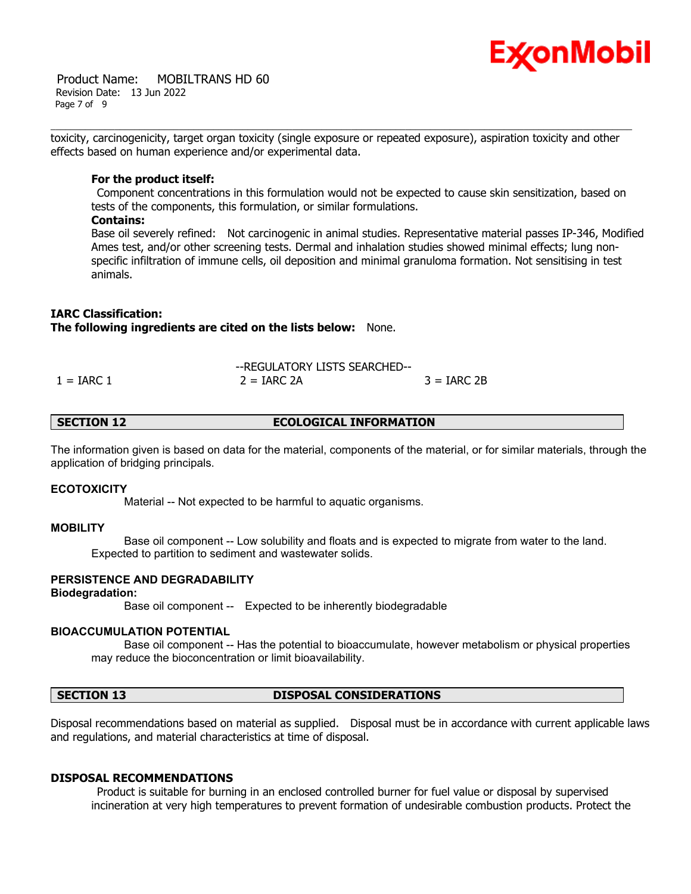toxicity, carcinogenicity, target organ toxicity (single exposure or repeated exposure), aspiration toxicity and other effects based on human experience and/or experimental data.

**For the product itself:**
Component concentrations in this formulation would not be expected to cause skin sensitization, based on tests of the components, this formulation, or similar formulations.
**Contains:**
Base oil severely refined: Not carcinogenic in animal studies. Representative material passes IP-346, Modified Ames test, and/or other screening tests. Dermal and inhalation studies showed minimal effects; lung non-specific infiltration of immune cells, oil deposition and minimal granuloma formation. Not sensitising in test animals.

**IARC Classification:**
**The following ingredients are cited on the lists below:** None.

--REGULATORY LISTS SEARCHED--

| 1 = IARC 1 | 2 = IARC 2A | 3 = IARC 2B |
|---|---|---|

## SECTION 12 ECOLOGICAL INFORMATION

The information given is based on data for the material, components of the material, or for similar materials, through the application of bridging principals.

**ECOTOXICITY**
Material -- Not expected to be harmful to aquatic organisms.

**MOBILITY**
Base oil component -- Low solubility and floats and is expected to migrate from water to the land. Expected to partition to sediment and wastewater solids.

**PERSISTENCE AND DEGRADABILITY**
**Biodegradation:**
Base oil component -- Expected to be inherently biodegradable

**BIOACCUMULATION POTENTIAL**
Base oil component -- Has the potential to bioaccumulate, however metabolism or physical properties may reduce the bioconcentration or limit bioavailability.

## SECTION 13 DISPOSAL CONSIDERATIONS

Disposal recommendations based on material as supplied. Disposal must be in accordance with current applicable laws and regulations, and material characteristics at time of disposal.

**DISPOSAL RECOMMENDATIONS**
Product is suitable for burning in an enclosed controlled burner for fuel value or disposal by supervised incineration at very high temperatures to prevent formation of undesirable combustion products. Protect the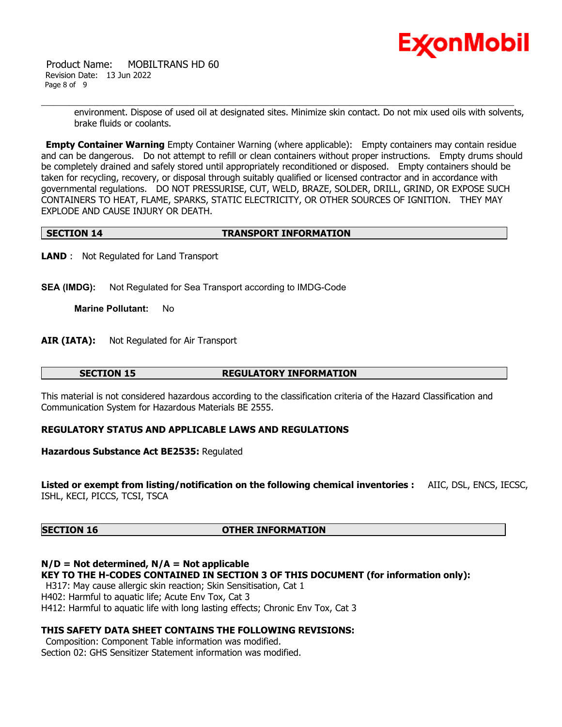environment. Dispose of used oil at designated sites. Minimize skin contact. Do not mix used oils with solvents, brake fluids or coolants.

**Empty Container Warning** Empty Container Warning (where applicable): Empty containers may contain residue and can be dangerous. Do not attempt to refill or clean containers without proper instructions. Empty drums should be completely drained and safely stored until appropriately reconditioned or disposed. Empty containers should be taken for recycling, recovery, or disposal through suitably qualified or licensed contractor and in accordance with governmental regulations. DO NOT PRESSURISE, CUT, WELD, BRAZE, SOLDER, DRILL, GRIND, OR EXPOSE SUCH CONTAINERS TO HEAT, FLAME, SPARKS, STATIC ELECTRICITY, OR OTHER SOURCES OF IGNITION. THEY MAY EXPLODE AND CAUSE INJURY OR DEATH.

## SECTION 14 TRANSPORT INFORMATION

**LAND** : Not Regulated for Land Transport

**SEA (IMDG):** Not Regulated for Sea Transport according to IMDG-Code

**Marine Pollutant:** No

**AIR (IATA):** Not Regulated for Air Transport

## SECTION 15 REGULATORY INFORMATION

This material is not considered hazardous according to the classification criteria of the Hazard Classification and Communication System for Hazardous Materials BE 2555.

**REGULATORY STATUS AND APPLICABLE LAWS AND REGULATIONS**

**Hazardous Substance Act BE2535:** Regulated

**Listed or exempt from listing/notification on the following chemical inventories :** AIIC, DSL, ENCS, IECSC, ISHL, KECI, PICCS, TCSI, TSCA

## SECTION 16 OTHER INFORMATION

**N/D = Not determined, N/A = Not applicable**

**KEY TO THE H-CODES CONTAINED IN SECTION 3 OF THIS DOCUMENT (for information only):**

H317: May cause allergic skin reaction; Skin Sensitisation, Cat 1
H402: Harmful to aquatic life; Acute Env Tox, Cat 3
H412: Harmful to aquatic life with long lasting effects; Chronic Env Tox, Cat 3

**THIS SAFETY DATA SHEET CONTAINS THE FOLLOWING REVISIONS:**

Composition: Component Table information was modified.
Section 02: GHS Sensitizer Statement information was modified.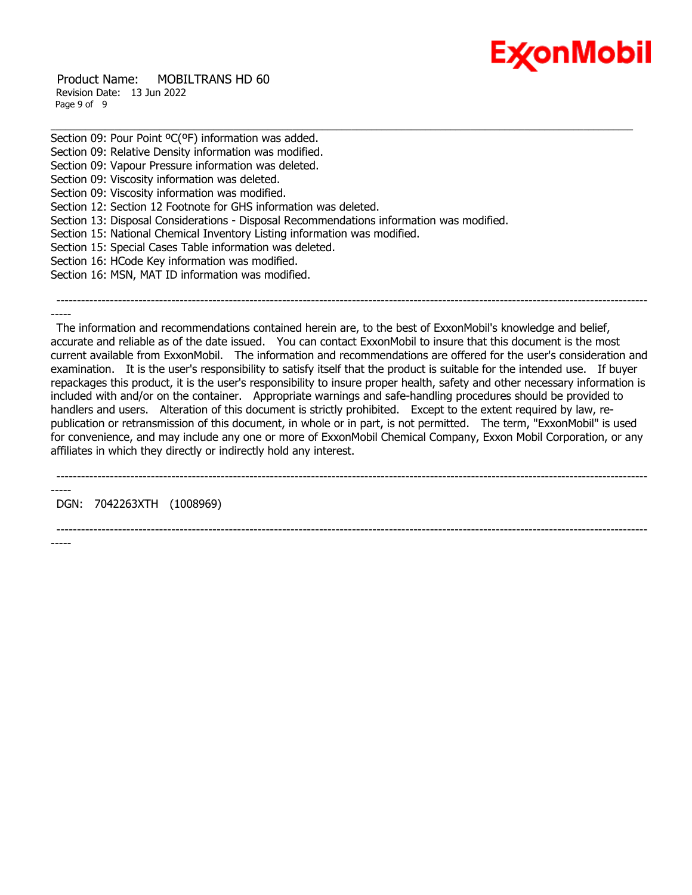Section 09: Pour Point ºC(ºF) information was added.
Section 09: Relative Density information was modified.
Section 09: Vapour Pressure information was deleted.
Section 09: Viscosity information was deleted.
Section 09: Viscosity information was modified.
Section 12: Section 12 Footnote for GHS information was deleted.
Section 13: Disposal Considerations - Disposal Recommendations information was modified.
Section 15: National Chemical Inventory Listing information was modified.
Section 15: Special Cases Table information was deleted.
Section 16: HCode Key information was modified.
Section 16: MSN, MAT ID information was modified.

---

The information and recommendations contained herein are, to the best of ExxonMobil's knowledge and belief, accurate and reliable as of the date issued. You can contact ExxonMobil to insure that this document is the most current available from ExxonMobil. The information and recommendations are offered for the user's consideration and examination. It is the user's responsibility to satisfy itself that the product is suitable for the intended use. If buyer repackages this product, it is the user's responsibility to insure proper health, safety and other necessary information is included with and/or on the container. Appropriate warnings and safe-handling procedures should be provided to handlers and users. Alteration of this document is strictly prohibited. Except to the extent required by law, re-publication or retransmission of this document, in whole or in part, is not permitted. The term, "ExxonMobil" is used for convenience, and may include any one or more of ExxonMobil Chemical Company, Exxon Mobil Corporation, or any affiliates in which they directly or indirectly hold any interest.

---

DGN: 7042263XTH (1008969)

---